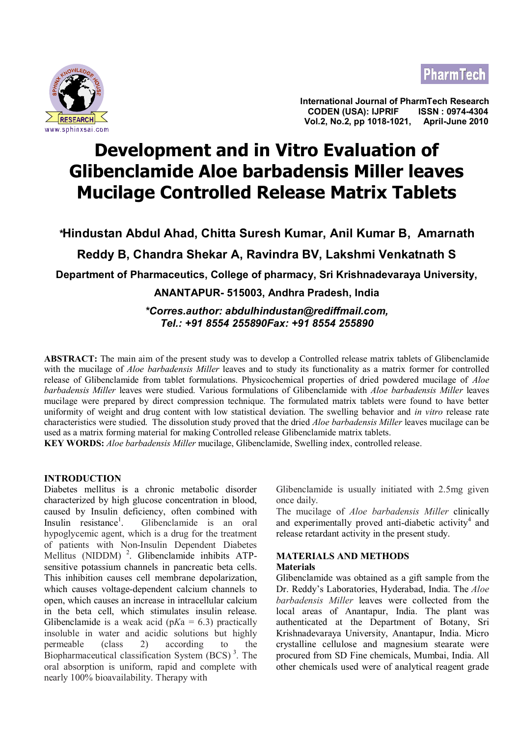# Development and in Vitro Evaluation of Glibenclamide Aloe barbadensis Miller leaves Mucilage Controlled Release Matrix Tablets

**\*Hindustan Abdul Ahad, Chitta Suresh Kumar, Anil Kumar B, Amarnath Reddy B, Chandra Shekar A, Ravindra BV, Lakshmi Venkatnath S**

**Department of Pharmaceutics, College of pharmacy, Sri Krishnadevaraya University, ANANTAPUR- 515003, Andhra Pradesh, India**

***\*Corres.author: abdulhindustan@rediffmail.com, Tel.: +91 8554 255890Fax: +91 8554 255890***

**ABSTRACT:** The main aim of the present study was to develop a Controlled release matrix tablets of Glibenclamide with the mucilage of *Aloe barbadensis Miller* leaves and to study its functionality as a matrix former for controlled release of Glibenclamide from tablet formulations. Physicochemical properties of dried powdered mucilage of *Aloe barbadensis Miller* leaves were studied. Various formulations of Glibenclamide with *Aloe barbadensis Miller* leaves mucilage were prepared by direct compression technique. The formulated matrix tablets were found to have better uniformity of weight and drug content with low statistical deviation. The swelling behavior and *in vitro* release rate characteristics were studied. The dissolution study proved that the dried *Aloe barbadensis Miller* leaves mucilage can be used as a matrix forming material for making Controlled release Glibenclamide matrix tablets.

**KEY WORDS:** *Aloe barbadensis Miller* mucilage, Glibenclamide, Swelling index, controlled release.

## INTRODUCTION

Diabetes mellitus is a chronic metabolic disorder characterized by high glucose concentration in blood, caused by Insulin deficiency, often combined with Insulin resistance[1]. Glibenclamide is an oral hypoglycemic agent, which is a drug for the treatment of patients with Non-Insulin Dependent Diabetes Mellitus (NIDDM) [2]. Glibenclamide inhibits ATP-sensitive potassium channels in pancreatic beta cells. This inhibition causes cell membrane depolarization, which causes voltage-dependent calcium channels to open, which causes an increase in intracellular calcium in the beta cell, which stimulates insulin release. Glibenclamide is a weak acid (p*Ka* = 6.3) practically insoluble in water and acidic solutions but highly permeable (class 2) according to the Biopharmaceutical classification System (BCS) [3]. The oral absorption is uniform, rapid and complete with nearly 100% bioavailability. Therapy with Glibenclamide is usually initiated with 2.5mg given once daily.

The mucilage of *Aloe barbadensis Miller* clinically and experimentally proved anti-diabetic activity[4] and release retardant activity in the present study.

## MATERIALS AND METHODS

### Materials

Glibenclamide was obtained as a gift sample from the Dr. Reddy's Laboratories, Hyderabad, India. The *Aloe barbadensis Miller* leaves were collected from the local areas of Anantapur, India. The plant was authenticated at the Department of Botany, Sri Krishnadevaraya University, Anantapur, India. Micro crystalline cellulose and magnesium stearate were procured from SD Fine chemicals, Mumbai, India. All other chemicals used were of analytical reagent grade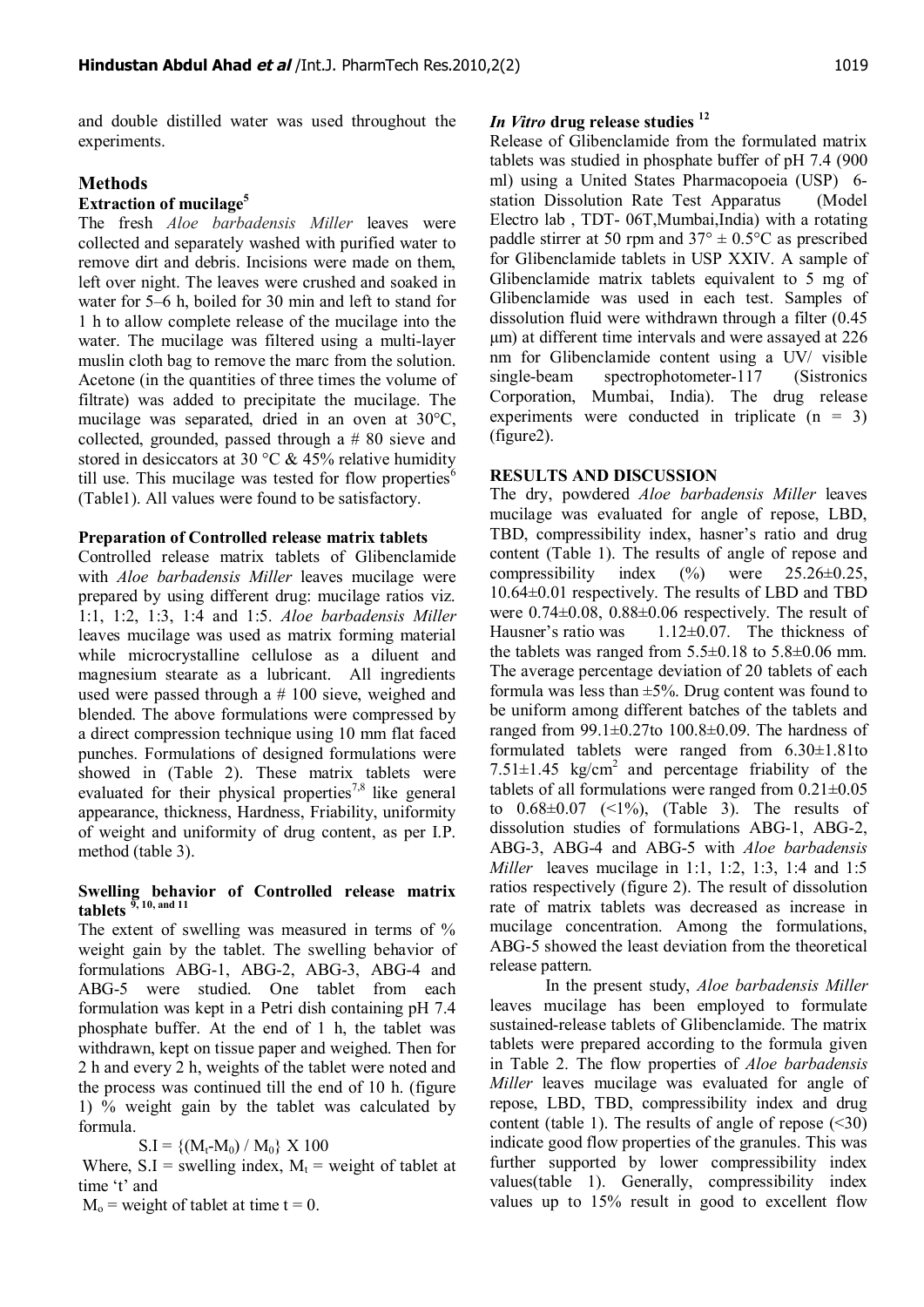and double distilled water was used throughout the experiments.

## Methods

### Extraction of mucilage[5]

The fresh *Aloe barbadensis Miller* leaves were collected and separately washed with purified water to remove dirt and debris. Incisions were made on them, left over night. The leaves were crushed and soaked in water for 5–6 h, boiled for 30 min and left to stand for 1 h to allow complete release of the mucilage into the water. The mucilage was filtered using a multi-layer muslin cloth bag to remove the marc from the solution. Acetone (in the quantities of three times the volume of filtrate) was added to precipitate the mucilage. The mucilage was separated, dried in an oven at 30°C, collected, grounded, passed through a # 80 sieve and stored in desiccators at 30 °C & 45% relative humidity till use. This mucilage was tested for flow properties[6] (Table1). All values were found to be satisfactory.

### Preparation of Controlled release matrix tablets

Controlled release matrix tablets of Glibenclamide with *Aloe barbadensis Miller* leaves mucilage were prepared by using different drug: mucilage ratios viz. 1:1, 1:2, 1:3, 1:4 and 1:5. *Aloe barbadensis Miller* leaves mucilage was used as matrix forming material while microcrystalline cellulose as a diluent and magnesium stearate as a lubricant. All ingredients used were passed through a # 100 sieve, weighed and blended. The above formulations were compressed by a direct compression technique using 10 mm flat faced punches. Formulations of designed formulations were showed in (Table 2). These matrix tablets were evaluated for their physical properties[7,8] like general appearance, thickness, Hardness, Friability, uniformity of weight and uniformity of drug content, as per I.P. method (table 3).

### Swelling behavior of Controlled release matrix tablets [9, 10, and 11]

The extent of swelling was measured in terms of % weight gain by the tablet. The swelling behavior of formulations ABG-1, ABG-2, ABG-3, ABG-4 and ABG-5 were studied. One tablet from each formulation was kept in a Petri dish containing pH 7.4 phosphate buffer. At the end of 1 h, the tablet was withdrawn, kept on tissue paper and weighed. Then for 2 h and every 2 h, weights of the tablet were noted and the process was continued till the end of 10 h. (figure 1) % weight gain by the tablet was calculated by formula.

$$S.I = \{(M_t - M_0) / M_0\} \times 100$$

Where, S.I = swelling index, $M_t$ = weight of tablet at time 't' and

$M_o$ = weight of tablet at time t = 0.

### *In Vitro* drug release studies [12]

Release of Glibenclamide from the formulated matrix tablets was studied in phosphate buffer of pH 7.4 (900 ml) using a United States Pharmacopoeia (USP) 6-station Dissolution Rate Test Apparatus (Model Electro lab , TDT- 06T,Mumbai,India) with a rotating paddle stirrer at 50 rpm and 37° ± 0.5°C as prescribed for Glibenclamide tablets in USP XXIV. A sample of Glibenclamide matrix tablets equivalent to 5 mg of Glibenclamide was used in each test. Samples of dissolution fluid were withdrawn through a filter (0.45 µm) at different time intervals and were assayed at 226 nm for Glibenclamide content using a UV/ visible single-beam spectrophotometer-117 (Sistronics Corporation, Mumbai, India). The drug release experiments were conducted in triplicate (n = 3) (figure2).

## RESULTS AND DISCUSSION

The dry, powdered *Aloe barbadensis Miller* leaves mucilage was evaluated for angle of repose, LBD, TBD, compressibility index, hasner's ratio and drug content (Table 1). The results of angle of repose and compressibility index (%) were 25.26±0.25, 10.64±0.01 respectively. The results of LBD and TBD were 0.74±0.08, 0.88±0.06 respectively. The result of Hausner's ratio was 1.12±0.07. The thickness of the tablets was ranged from 5.5±0.18 to 5.8±0.06 mm. The average percentage deviation of 20 tablets of each formula was less than ±5%. Drug content was found to be uniform among different batches of the tablets and ranged from 99.1±0.27to 100.8±0.09. The hardness of formulated tablets were ranged from 6.30±1.81to 7.51±1.45 kg/cm$^2$ and percentage friability of the tablets of all formulations were ranged from 0.21±0.05 to 0.68±0.07 (<1%), (Table 3). The results of dissolution studies of formulations ABG-1, ABG-2, ABG-3, ABG-4 and ABG-5 with *Aloe barbadensis Miller* leaves mucilage in 1:1, 1:2, 1:3, 1:4 and 1:5 ratios respectively (figure 2). The result of dissolution rate of matrix tablets was decreased as increase in mucilage concentration. Among the formulations, ABG-5 showed the least deviation from the theoretical release pattern.

In the present study, *Aloe barbadensis Miller* leaves mucilage has been employed to formulate sustained-release tablets of Glibenclamide. The matrix tablets were prepared according to the formula given in Table 2. The flow properties of *Aloe barbadensis Miller* leaves mucilage was evaluated for angle of repose, LBD, TBD, compressibility index and drug content (table 1). The results of angle of repose (<30) indicate good flow properties of the granules. This was further supported by lower compressibility index values(table 1). Generally, compressibility index values up to 15% result in good to excellent flow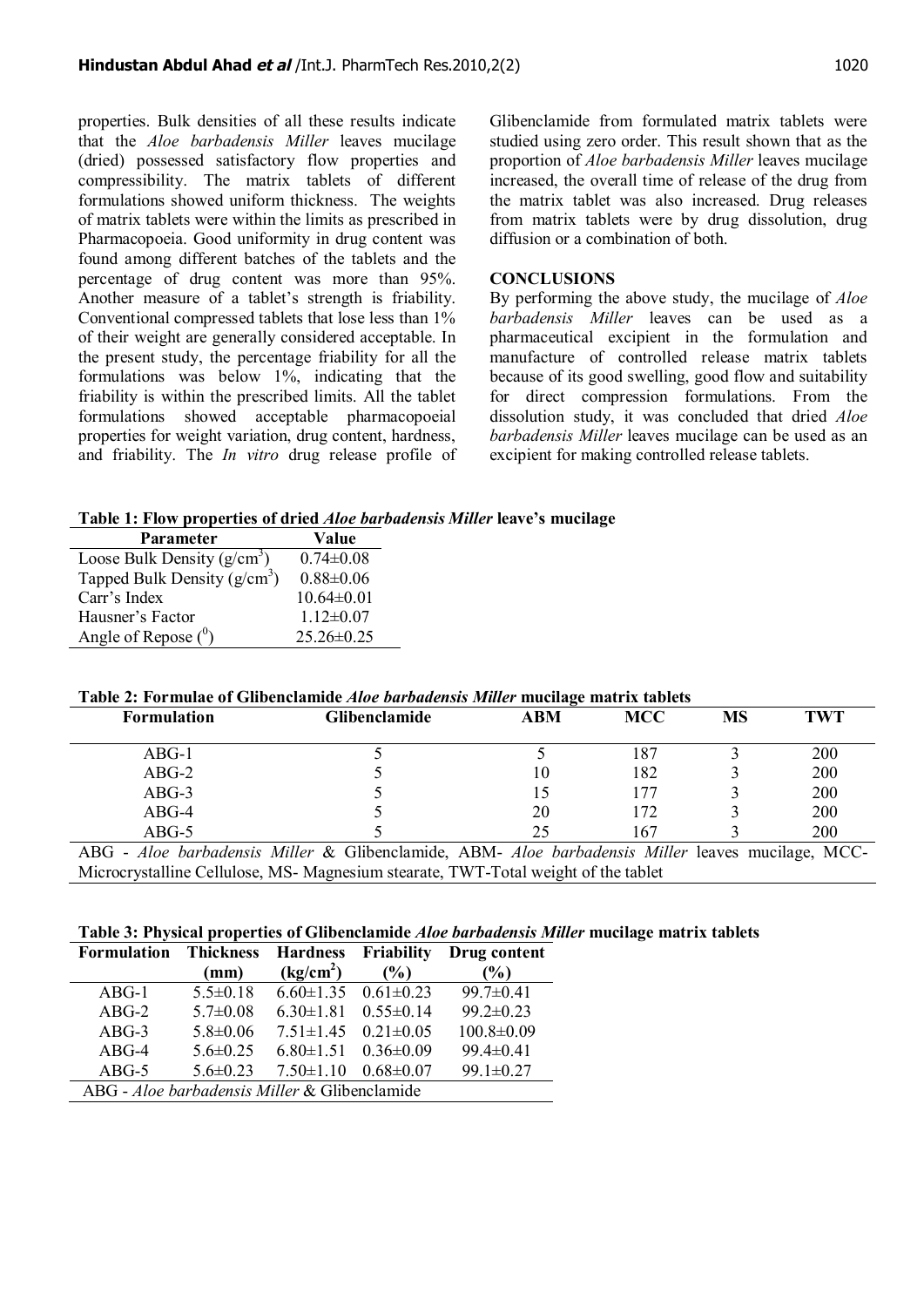properties. Bulk densities of all these results indicate that the *Aloe barbadensis Miller* leaves mucilage (dried) possessed satisfactory flow properties and compressibility. The matrix tablets of different formulations showed uniform thickness. The weights of matrix tablets were within the limits as prescribed in Pharmacopoeia. Good uniformity in drug content was found among different batches of the tablets and the percentage of drug content was more than 95%. Another measure of a tablet's strength is friability. Conventional compressed tablets that lose less than 1% of their weight are generally considered acceptable. In the present study, the percentage friability for all the formulations was below 1%, indicating that the friability is within the prescribed limits. All the tablet formulations showed acceptable pharmacopoeial properties for weight variation, drug content, hardness, and friability. The *In vitro* drug release profile of Glibenclamide from formulated matrix tablets were studied using zero order. This result shown that as the proportion of *Aloe barbadensis Miller* leaves mucilage increased, the overall time of release of the drug from the matrix tablet was also increased. Drug releases from matrix tablets were by drug dissolution, drug diffusion or a combination of both.

## CONCLUSIONS

By performing the above study, the mucilage of *Aloe barbadensis Miller* leaves can be used as a pharmaceutical excipient in the formulation and manufacture of controlled release matrix tablets because of its good swelling, good flow and suitability for direct compression formulations. From the dissolution study, it was concluded that dried *Aloe barbadensis Miller* leaves mucilage can be used as an excipient for making controlled release tablets.

**Table 1: Flow properties of dried *Aloe barbadensis Miller* leave's mucilage**

| Parameter | Value |
|---|---|
| Loose Bulk Density ($g/cm^3$) | 0.74±0.08 |
| Tapped Bulk Density ($g/cm^3$) | 0.88±0.06 |
| Carr's Index | 10.64±0.01 |
| Hausner's Factor | 1.12±0.07 |
| Angle of Repose ($^0$) | 25.26±0.25 |

**Table 2: Formulae of Glibenclamide *Aloe barbadensis Miller* mucilage matrix tablets**

| Formulation | Glibenclamide | ABM | MCC | MS | TWT |
|---|---|---|---|---|---|
| ABG-1 | 5 | 5 | 187 | 3 | 200 |
| ABG-2 | 5 | 10 | 182 | 3 | 200 |
| ABG-3 | 5 | 15 | 177 | 3 | 200 |
| ABG-4 | 5 | 20 | 172 | 3 | 200 |
| ABG-5 | 5 | 25 | 167 | 3 | 200 |

ABG - *Aloe barbadensis Miller* & Glibenclamide, ABM- *Aloe barbadensis Miller* leaves mucilage, MCC- Microcrystalline Cellulose, MS- Magnesium stearate, TWT-Total weight of the tablet

**Table 3: Physical properties of Glibenclamide *Aloe barbadensis Miller* mucilage matrix tablets**

| Formulation | Thickness (mm) | Hardness ($kg/cm^2$) | Friability (%) | Drug content (%) |
|---|---|---|---|---|
| ABG-1 | 5.5±0.18 | 6.60±1.35 | 0.61±0.23 | 99.7±0.41 |
| ABG-2 | 5.7±0.08 | 6.30±1.81 | 0.55±0.14 | 99.2±0.23 |
| ABG-3 | 5.8±0.06 | 7.51±1.45 | 0.21±0.05 | 100.8±0.09 |
| ABG-4 | 5.6±0.25 | 6.80±1.51 | 0.36±0.09 | 99.4±0.41 |
| ABG-5 | 5.6±0.23 | 7.50±1.10 | 0.68±0.07 | 99.1±0.27 |

ABG - *Aloe barbadensis Miller* & Glibenclamide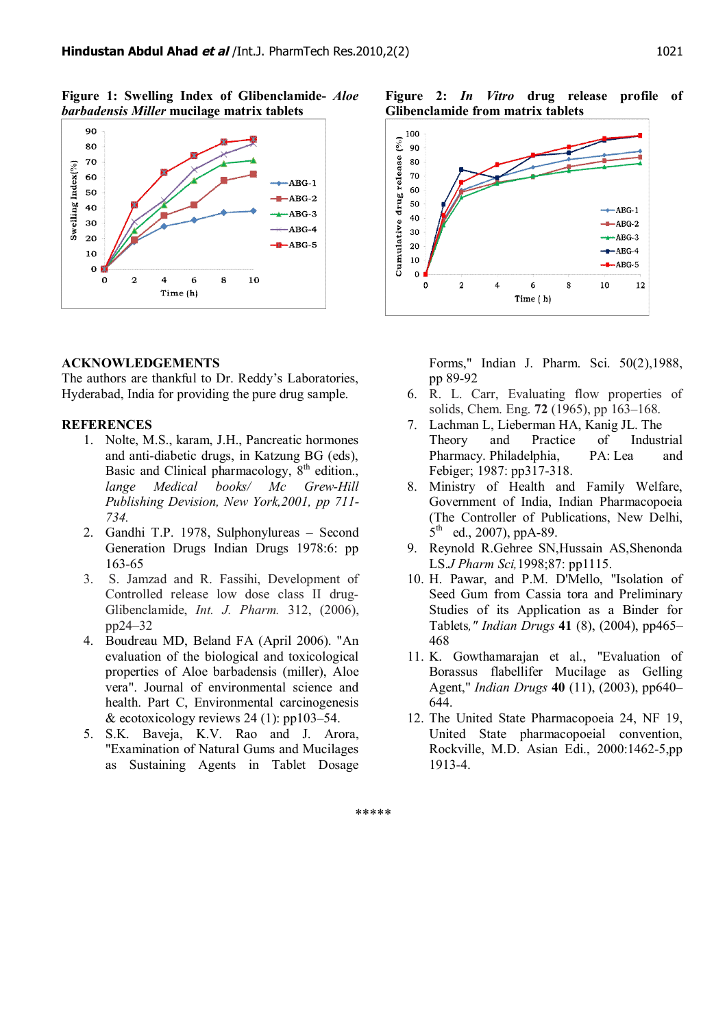**Figure 1: Swelling Index of Glibenclamide- *Aloe barbadensis Miller* mucilage matrix tablets**

Swelling Index(%)

90
80
70
60
50
40
30
20
10
0

0 2 4 6 8 10

Time (h)

ABG-1
ABG-2
ABG-3
ABG-4
ABG-5

**Figure 2: *In Vitro* drug release profile of Glibenclamide from matrix tablets**

Cumulative drug release (%)

100
90
80
70
60
50
40
30
20
10
0

0 2 4 6 8 10 12

Time ( h)

ABG-1
ABG-2
ABG-3
ABG-4
ABG-5

## ACKNOWLEDGEMENTS

The authors are thankful to Dr. Reddy's Laboratories, Hyderabad, India for providing the pure drug sample.

## REFERENCES

1. Nolte, M.S., karam, J.H., Pancreatic hormones and anti-diabetic drugs, in Katzung BG (eds), Basic and Clinical pharmacology, 8th edition., *lange Medical books/ Mc Grew-Hill Publishing Devision, New York,2001, pp 711-734.*
2. Gandhi T.P. 1978, Sulphonylureas – Second Generation Drugs Indian Drugs 1978:6: pp 163-65
3. S. Jamzad and R. Fassihi, Development of Controlled release low dose class II drug-Glibenclamide, *Int. J. Pharm.* 312, (2006), pp24–32
4. Boudreau MD, Beland FA (April 2006). "An evaluation of the biological and toxicological properties of Aloe barbadensis (miller), Aloe vera". Journal of environmental science and health. Part C, Environmental carcinogenesis & ecotoxicology reviews 24 (1): pp103–54.
5. S.K. Baveja, K.V. Rao and J. Arora, "Examination of Natural Gums and Mucilages as Sustaining Agents in Tablet Dosage Forms," Indian J. Pharm. Sci. 50(2),1988, pp 89-92
6. R. L. Carr, Evaluating flow properties of solids, Chem. Eng. **72** (1965), pp 163–168.
7. Lachman L, Lieberman HA, Kanig JL. The Theory and Practice of Industrial Pharmacy. Philadelphia, PA: Lea and Febiger; 1987: pp317-318.
8. Ministry of Health and Family Welfare, Government of India, Indian Pharmacopoeia (The Controller of Publications, New Delhi, 5th ed., 2007), ppA-89.
9. Reynold R.Gehree SN,Hussain AS,Shenonda LS.*J Pharm Sci,*1998;87: pp1115.
10. H. Pawar, and P.M. D'Mello, "Isolation of Seed Gum from Cassia tora and Preliminary Studies of its Application as a Binder for Tablets*," Indian Drugs* **41** (8), (2004), pp465–468
11. K. Gowthamarajan et al., "Evaluation of Borassus flabellifer Mucilage as Gelling Agent," *Indian Drugs* **40** (11), (2003), pp640–644.
12. The United State Pharmacopoeia 24, NF 19, United State pharmacopoeial convention, Rockville, M.D. Asian Edi., 2000:1462-5,pp 1913-4.

*****